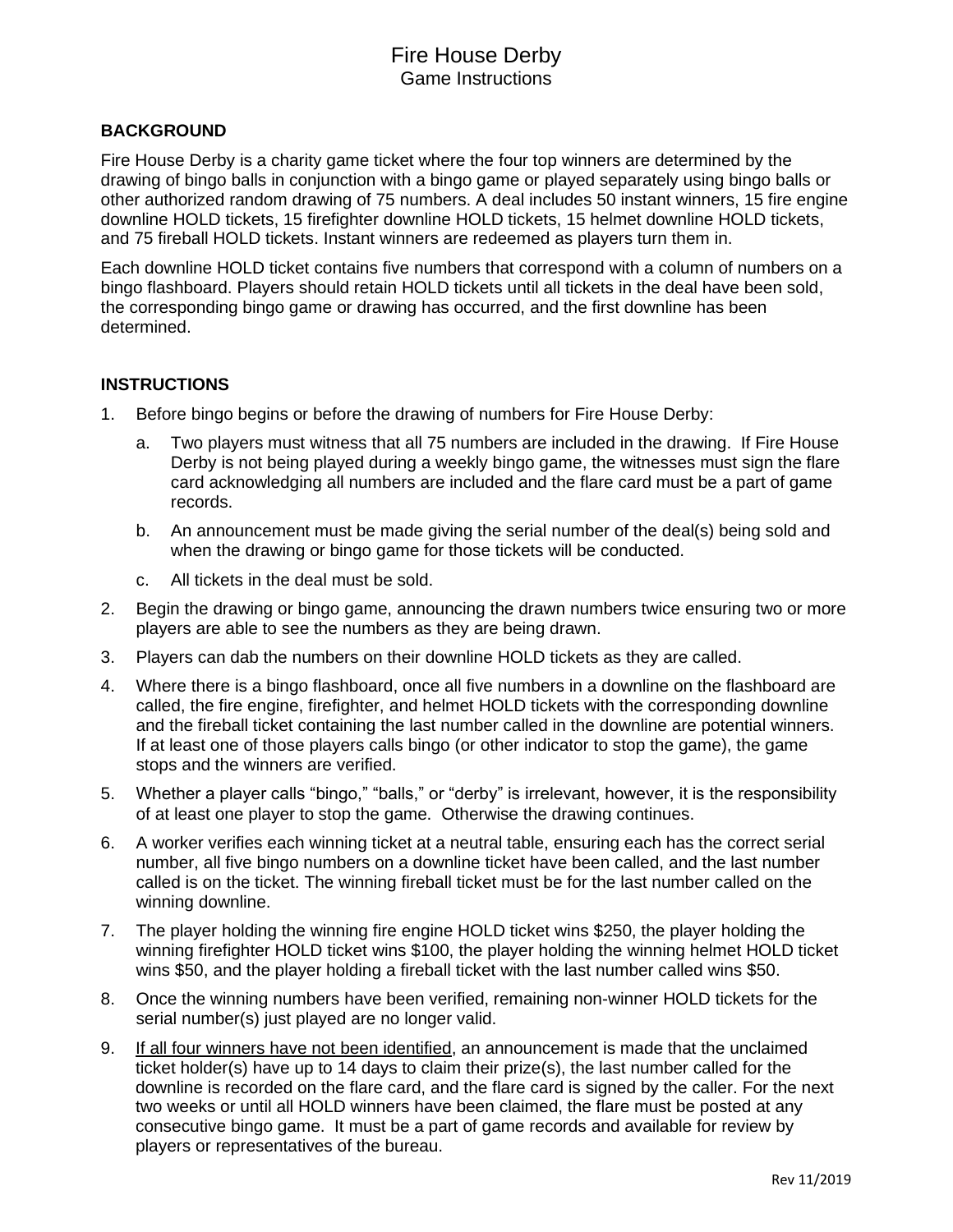# Fire House Derby

## Game Instructions

### BACKGROUND

Fire House Derby is a charity game ticket where the four top winners are determined by the drawing of bingo balls in conjunction with a bingo game or played separately using bingo balls or other authorized random drawing of 75 numbers. A deal includes 50 instant winners, 15 fire engine downline HOLD tickets, 15 firefighter downline HOLD tickets, 15 helmet downline HOLD tickets, and 75 fireball HOLD tickets. Instant winners are redeemed as players turn them in.

Each downline HOLD ticket contains five numbers that correspond with a column of numbers on a bingo flashboard. Players should retain HOLD tickets until all tickets in the deal have been sold, the corresponding bingo game or drawing has occurred, and the first downline has been determined.

### INSTRUCTIONS

1. Before bingo begins or before the drawing of numbers for Fire House Derby:
   a. Two players must witness that all 75 numbers are included in the drawing. If Fire House Derby is not being played during a weekly bingo game, the witnesses must sign the flare card acknowledging all numbers are included and the flare card must be a part of game records.
   b. An announcement must be made giving the serial number of the deal(s) being sold and when the drawing or bingo game for those tickets will be conducted.
   c. All tickets in the deal must be sold.
2. Begin the drawing or bingo game, announcing the drawn numbers twice ensuring two or more players are able to see the numbers as they are being drawn.
3. Players can dab the numbers on their downline HOLD tickets as they are called.
4. Where there is a bingo flashboard, once all five numbers in a downline on the flashboard are called, the fire engine, firefighter, and helmet HOLD tickets with the corresponding downline and the fireball ticket containing the last number called in the downline are potential winners. If at least one of those players calls bingo (or other indicator to stop the game), the game stops and the winners are verified.
5. Whether a player calls "bingo," "balls," or "derby" is irrelevant, however, it is the responsibility of at least one player to stop the game. Otherwise the drawing continues.
6. A worker verifies each winning ticket at a neutral table, ensuring each has the correct serial number, all five bingo numbers on a downline ticket have been called, and the last number called is on the ticket. The winning fireball ticket must be for the last number called on the winning downline.
7. The player holding the winning fire engine HOLD ticket wins $250, the player holding the winning firefighter HOLD ticket wins $100, the player holding the winning helmet HOLD ticket wins $50, and the player holding a fireball ticket with the last number called wins $50.
8. Once the winning numbers have been verified, remaining non-winner HOLD tickets for the serial number(s) just played are no longer valid.
9. <u>If all four winners have not been identified</u>, an announcement is made that the unclaimed ticket holder(s) have up to 14 days to claim their prize(s), the last number called for the downline is recorded on the flare card, and the flare card is signed by the caller. For the next two weeks or until all HOLD winners have been claimed, the flare must be posted at any consecutive bingo game. It must be a part of game records and available for review by players or representatives of the bureau.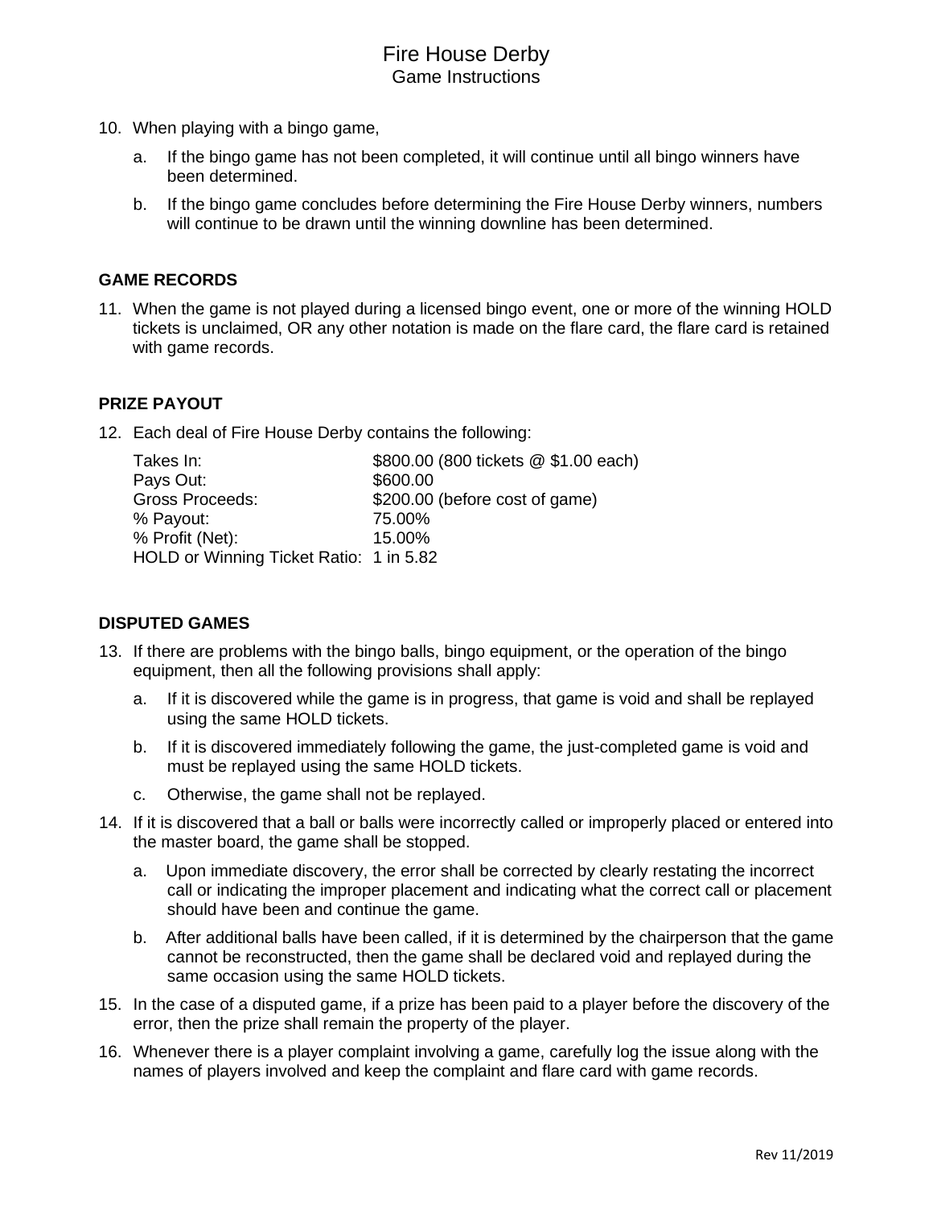# Fire House Derby
## Game Instructions

10. When playing with a bingo game,
    a. If the bingo game has not been completed, it will continue until all bingo winners have been determined.
    b. If the bingo game concludes before determining the Fire House Derby winners, numbers will continue to be drawn until the winning downline has been determined.

### GAME RECORDS

11. When the game is not played during a licensed bingo event, one or more of the winning HOLD tickets is unclaimed, OR any other notation is made on the flare card, the flare card is retained with game records.

### PRIZE PAYOUT

12. Each deal of Fire House Derby contains the following:

| | |
|---|---|
| Takes In: | $800.00 (800 tickets @ $1.00 each) |
| Pays Out: | $600.00 |
| Gross Proceeds: | $200.00 (before cost of game) |
| % Payout: | 75.00% |
| % Profit (Net): | 15.00% |
| HOLD or Winning Ticket Ratio: | 1 in 5.82 |

### DISPUTED GAMES

13. If there are problems with the bingo balls, bingo equipment, or the operation of the bingo equipment, then all the following provisions shall apply:
    a. If it is discovered while the game is in progress, that game is void and shall be replayed using the same HOLD tickets.
    b. If it is discovered immediately following the game, the just-completed game is void and must be replayed using the same HOLD tickets.
    c. Otherwise, the game shall not be replayed.
14. If it is discovered that a ball or balls were incorrectly called or improperly placed or entered into the master board, the game shall be stopped.
    a. Upon immediate discovery, the error shall be corrected by clearly restating the incorrect call or indicating the improper placement and indicating what the correct call or placement should have been and continue the game.
    b. After additional balls have been called, if it is determined by the chairperson that the game cannot be reconstructed, then the game shall be declared void and replayed during the same occasion using the same HOLD tickets.
15. In the case of a disputed game, if a prize has been paid to a player before the discovery of the error, then the prize shall remain the property of the player.
16. Whenever there is a player complaint involving a game, carefully log the issue along with the names of players involved and keep the complaint and flare card with game records.

Rev 11/2019